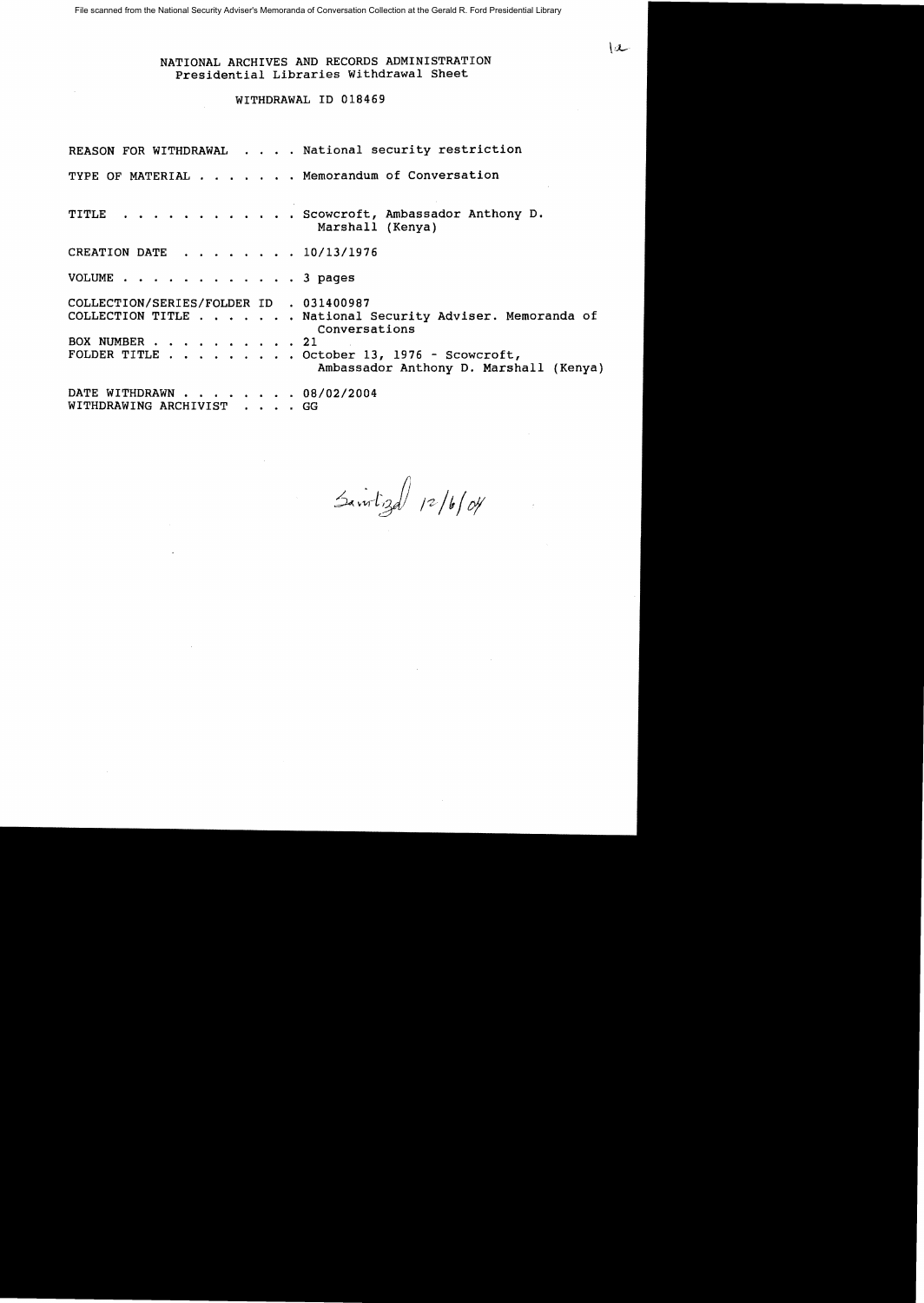File scanned from the National Security Adviser's Memoranda of Conversation Collection at the Gerald R. Ford Presidential Library

1a

NATIONAL ARCHIVES AND RECORDS ADMINISTRATION
Presidential Libraries Withdrawal Sheet

WITHDRAWAL ID 018469

REASON FOR WITHDRAWAL . . . . National security restriction

TYPE OF MATERIAL . . . . . . . Memorandum of Conversation

TITLE . . . . . . . . . . . . Scowcroft, Ambassador Anthony D. Marshall (Kenya)

CREATION DATE . . . . . . . . 10/13/1976

VOLUME . . . . . . . . . . . . 3 pages

COLLECTION/SERIES/FOLDER ID . 031400987
COLLECTION TITLE . . . . . . . National Security Adviser. Memoranda of Conversations
BOX NUMBER . . . . . . . . . . 21
FOLDER TITLE . . . . . . . . . October 13, 1976 - Scowcroft, Ambassador Anthony D. Marshall (Kenya)

DATE WITHDRAWN . . . . . . . . 08/02/2004
WITHDRAWING ARCHIVIST . . . . GG

Sanitized 12/6/04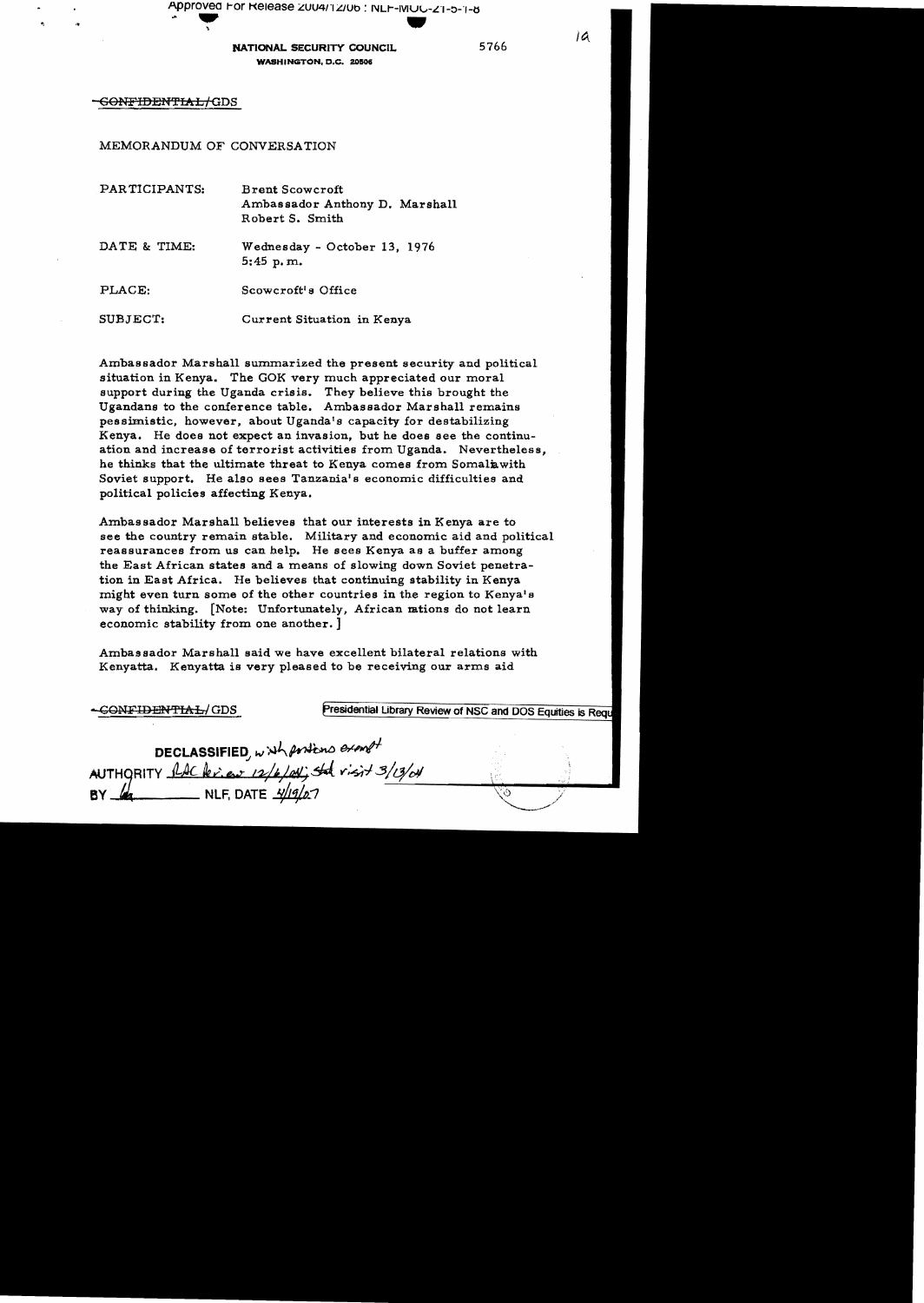Approved For Release 2004/12/06 : NLF-MOC-21-5-1-8

**NATIONAL SECURITY COUNCIL**
WASHINGTON, D.C. 20506

5766

1a

~~CONFIDENTIAL~~/GDS

MEMORANDUM OF CONVERSATION

| | |
|---|---|
| PARTICIPANTS: | Brent Scowcroft<br>Ambassador Anthony D. Marshall<br>Robert S. Smith |
| DATE & TIME: | Wednesday - October 13, 1976<br>5:45 p.m. |
| PLACE: | Scowcroft's Office |
| SUBJECT: | Current Situation in Kenya |

Ambassador Marshall summarized the present security and political situation in Kenya. The GOK very much appreciated our moral support during the Uganda crisis. They believe this brought the Ugandans to the conference table. Ambassador Marshall remains pessimistic, however, about Uganda's capacity for destabilizing Kenya. He does not expect an invasion, but he does see the continuation and increase of terrorist activities from Uganda. Nevertheless, he thinks that the ultimate threat to Kenya comes from Somalia with Soviet support. He also sees Tanzania's economic difficulties and political policies affecting Kenya.

Ambassador Marshall believes that our interests in Kenya are to see the country remain stable. Military and economic aid and political reassurances from us can help. He sees Kenya as a buffer among the East African states and a means of slowing down Soviet penetration in East Africa. He believes that continuing stability in Kenya might even turn some of the other countries in the region to Kenya's way of thinking. [Note: Unfortunately, African nations do not learn economic stability from one another.]

Ambassador Marshall said we have excellent bilateral relations with Kenyatta. Kenyatta is very pleased to be receiving our arms aid

~~CONFIDENTIAL~~/GDS

Presidential Library Review of NSC and DOS Equities is Requ

DECLASSIFIED, with portions exempt
AUTHORITY RAC Review 12/6/04; State visit 3/13/04
BY [illegible] NLF, DATE 4/19/07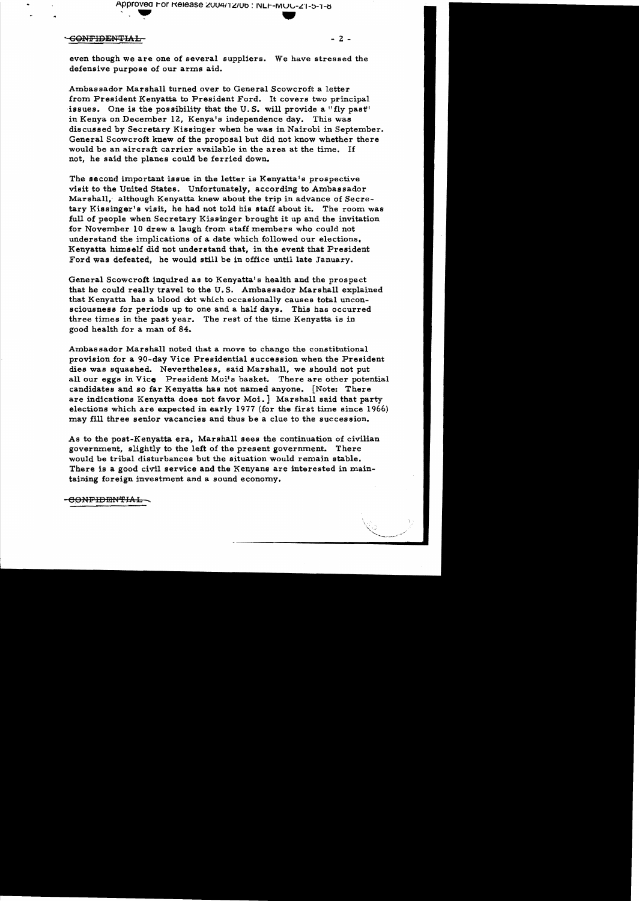even though we are one of several suppliers. We have stressed the defensive purpose of our arms aid.

Ambassador Marshall turned over to General Scowcroft a letter from President Kenyatta to President Ford. It covers two principal issues. One is the possibility that the U.S. will provide a "fly past" in Kenya on December 12, Kenya's independence day. This was discussed by Secretary Kissinger when he was in Nairobi in September. General Scowcroft knew of the proposal but did not know whether there would be an aircraft carrier available in the area at the time. If not, he said the planes could be ferried down.

The second important issue in the letter is Kenyatta's prospective visit to the United States. Unfortunately, according to Ambassador Marshall, although Kenyatta knew about the trip in advance of Secretary Kissinger's visit, he had not told his staff about it. The room was full of people when Secretary Kissinger brought it up and the invitation for November 10 drew a laugh from staff members who could not understand the implications of a date which followed our elections. Kenyatta himself did not understand that, in the event that President Ford was defeated, he would still be in office until late January.

General Scowcroft inquired as to Kenyatta's health and the prospect that he could really travel to the U.S. Ambassador Marshall explained that Kenyatta has a blood clot which occasionally causes total unconsciousness for periods up to one and a half days. This has occurred three times in the past year. The rest of the time Kenyatta is in good health for a man of 84.

Ambassador Marshall noted that a move to change the constitutional provision for a 90-day Vice Presidential succession when the President dies was squashed. Nevertheless, said Marshall, we should not put all our eggs in Vice President Moi's basket. There are other potential candidates and so far Kenyatta has not named anyone. [Note: There are indications Kenyatta does not favor Moi.] Marshall said that party elections which are expected in early 1977 (for the first time since 1966) may fill three senior vacancies and thus be a clue to the succession.

As to the post-Kenyatta era, Marshall sees the continuation of civilian government, slightly to the left of the present government. There would be tribal disturbances but the situation would remain stable. There is a good civil service and the Kenyans are interested in maintaining foreign investment and a sound economy.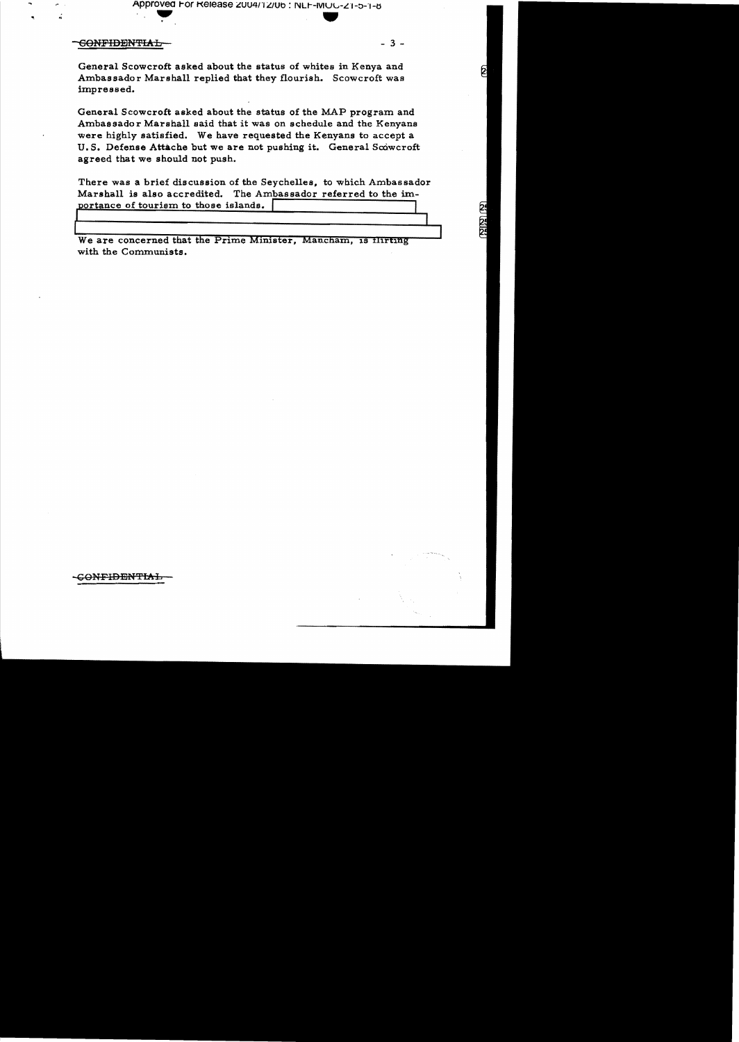CONFIDENTIAL

General Scowcroft asked about the status of whites in Kenya and Ambassador Marshall replied that they flourish. Scowcroft was impressed.

General Scowcroft asked about the status of the MAP program and Ambassador Marshall said that it was on schedule and the Kenyans were highly satisfied. We have requested the Kenyans to accept a U.S. Defense Attache but we are not pushing it. General Scowcroft agreed that we should not push.

There was a brief discussion of the Seychelles, to which Ambassador Marshall is also accredited. The Ambassador referred to the importance of tourism to those islands.

We are concerned that the Prime Minister, Mancham, is flirting with the Communists.

CONFIDENTIAL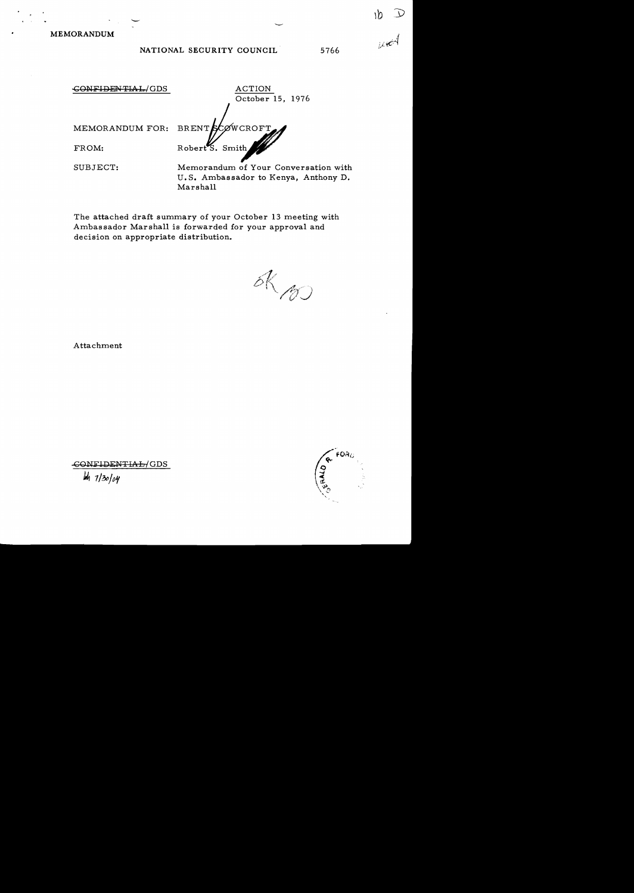MEMORANDUM

NATIONAL SECURITY COUNCIL 5766

~~CONFIDENTIAL~~/GDS

ACTION
October 15, 1976

MEMORANDUM FOR: BRENT SCOWCROFT

FROM: Robert S. Smith

SUBJECT: Memorandum of Your Conversation with U.S. Ambassador to Kenya, Anthony D. Marshall

The attached draft summary of your October 13 meeting with Ambassador Marshall is forwarded for your approval and decision on appropriate distribution.

Attachment

~~CONFIDENTIAL~~/GDS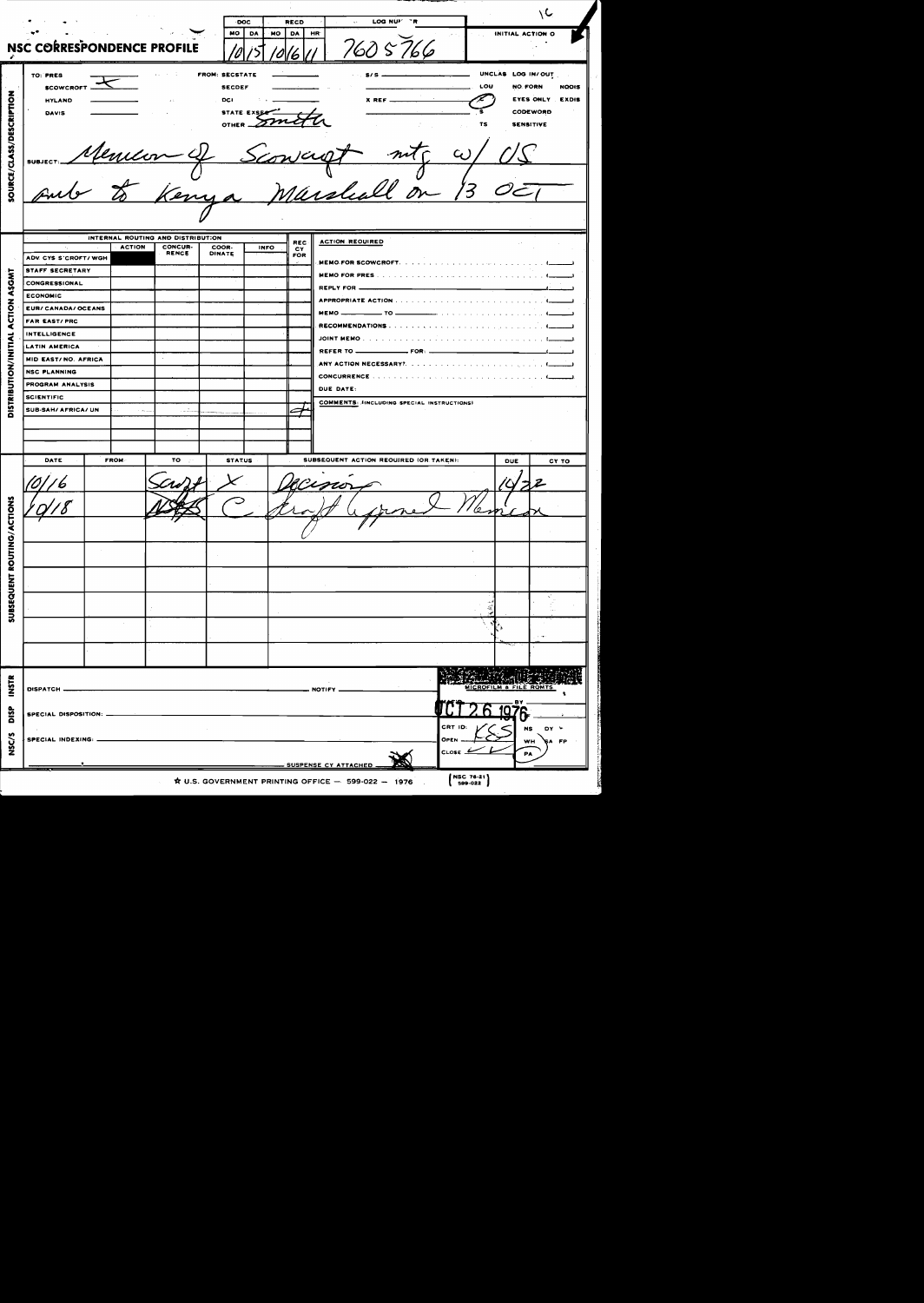# NSC CORRESPONDENCE PROFILE

| DOC MO | DOC DA | RECD MO | RECD DA | RECD HR | LOG NUMBER | INITIAL ACTION O |
|---|---|---|---|---|---|---|
| 10 | 15 | 10 | 6 | 11 | 7605766 | |

## SOURCE/CLASS/DESCRIPTION

TO: PRES
SCOWCROFT X
HYLAND
DAVIS

FROM: SECSTATE
SECDEF
DCI
STATE EXSEC Smith
OTHER

S/S
X REF

UNCLAS LOG IN/OUT
LOU NO FORN NODIS
C EYES ONLY EXDIS
S CODEWORD
TS SENSITIVE

SUBJECT: Memcon of Scowcroft mtg w/ US amb to Kenya Marshall on 13 Oct

## DISTRIBUTION/INITIAL ACTION ASGMT

| INTERNAL ROUTING AND DISTRIBUTION | ACTION | CONCURRENCE | COORDINATE | INFO | REC CY FOR |
|---|---|---|---|---|---|
| ADV CYS S'CROFT/WGH | | | | | |
| STAFF SECRETARY | | | | | |
| CONGRESSIONAL | | | | | |
| ECONOMIC | | | | | |
| EUR/CANADA/OCEANS | | | | | |
| FAR EAST/PRC | | | | | |
| INTELLIGENCE | | | | | |
| LATIN AMERICA | | | | | |
| MID EAST/NO. AFRICA | | | | | |
| NSC PLANNING | | | | | |
| PROGRAM ANALYSIS | | | | | |
| SCIENTIFIC | | | | | |
| SUB-SAH/AFRICA/UN | | | | | +1 |

ACTION REQUIRED
MEMO FOR SCOWCROFT
MEMO FOR PRES
REPLY FOR
APPROPRIATE ACTION
MEMO ___ TO ___
RECOMMENDATIONS
JOINT MEMO
REFER TO ___ FOR: ___
ANY ACTION NECESSARY?
CONCURRENCE
DUE DATE:
COMMENTS: (INCLUDING SPECIAL INSTRUCTIONS)

## SUBSEQUENT ROUTING/ACTIONS

| DATE | FROM | TO | STATUS | SUBSEQUENT ACTION REQUIRED (OR TAKEN): | DUE | CY TO |
|---|---|---|---|---|---|---|
| 10/16 | | Scow | X | Decision | 10/22 | |
| 10/18 | | NSS | C | Draft Approved Memcon | | |

DISPATCH ___ NOTIFY ___
SPECIAL DISPOSITION: ___
SPECIAL INDEXING: ___
SUSPENSE CY ATTACHED

MICROFILM & FILE RQMTS
OCT 26 1976 BY
CRT ID: KSS
OPEN
CLOSE
NS DY
WH SA FP
PA

U.S. GOVERNMENT PRINTING OFFICE — 599-022 — 1976 (NSC 76-21 599-022)